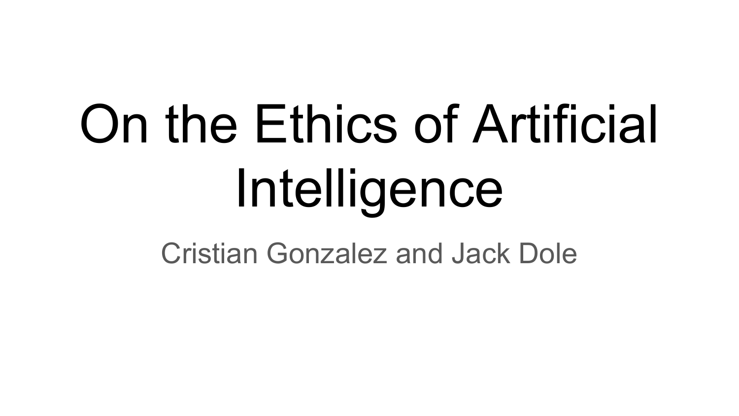# On the Ethics of Artificial Intelligence

Cristian Gonzalez and Jack Dole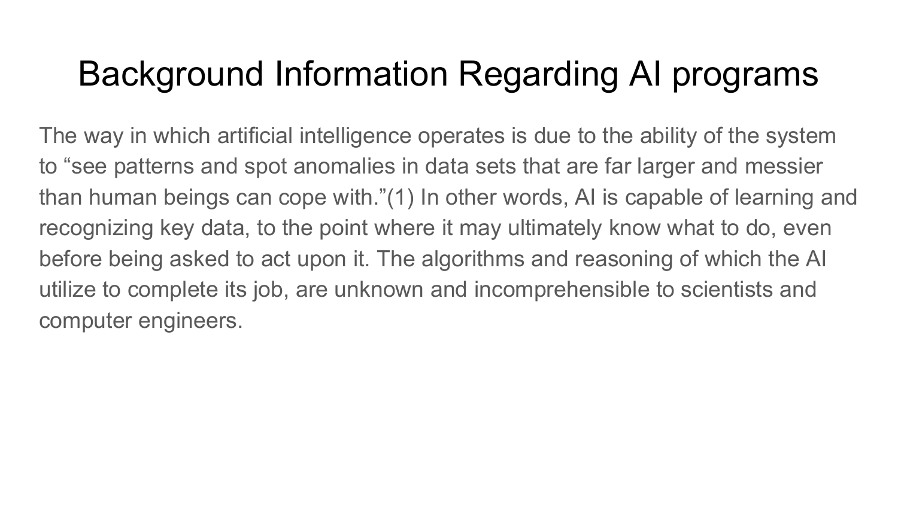# Background Information Regarding AI programs

The way in which artificial intelligence operates is due to the ability of the system to “see patterns and spot anomalies in data sets that are far larger and messier than human beings can cope with.”(1) In other words, AI is capable of learning and recognizing key data, to the point where it may ultimately know what to do, even before being asked to act upon it. The algorithms and reasoning of which the AI utilize to complete its job, are unknown and incomprehensible to scientists and computer engineers.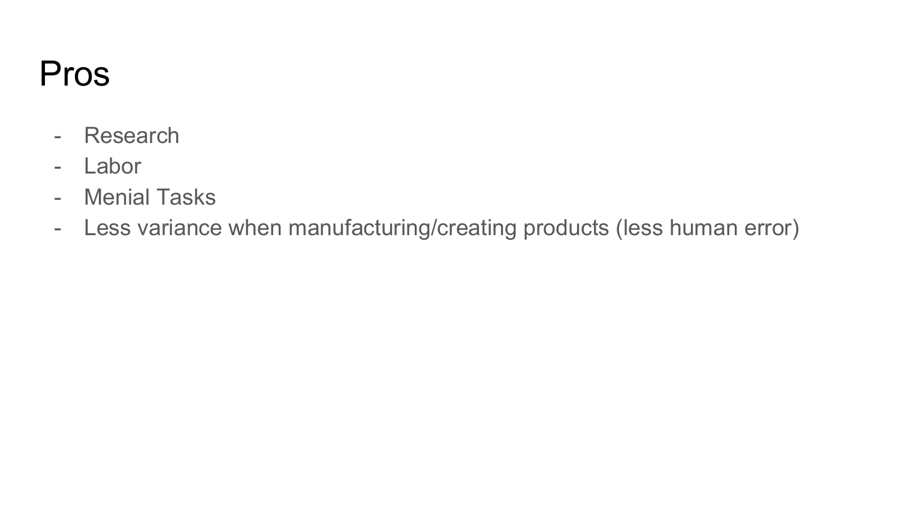# Pros

- Research
- Labor
- Menial Tasks
- Less variance when manufacturing/creating products (less human error)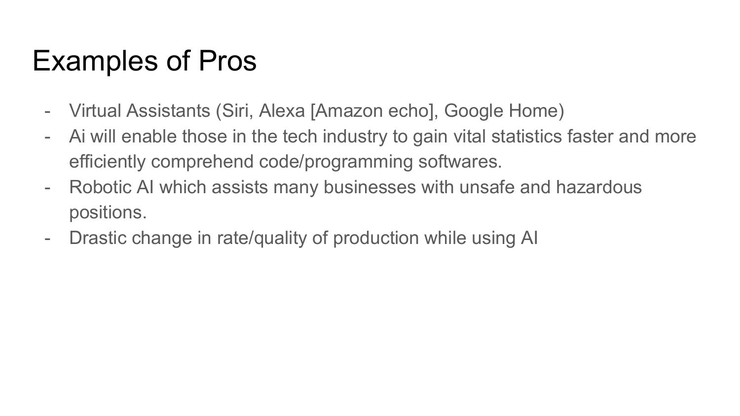# Examples of Pros

- Virtual Assistants (Siri, Alexa [Amazon echo], Google Home)
- Ai will enable those in the tech industry to gain vital statistics faster and more efficiently comprehend code/programming softwares.
- Robotic AI which assists many businesses with unsafe and hazardous positions.
- Drastic change in rate/quality of production while using AI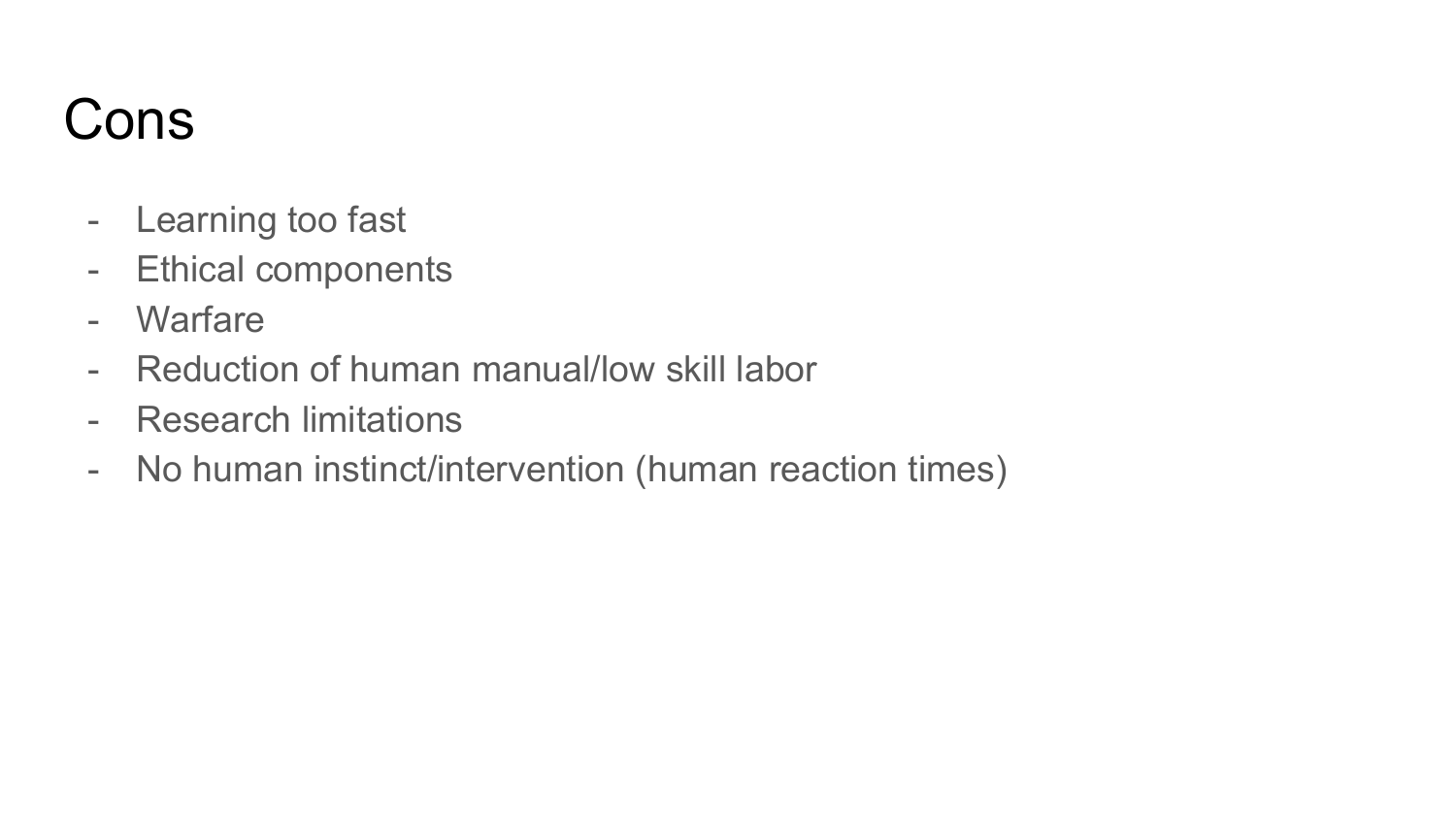# Cons

- Learning too fast
- Ethical components
- Warfare
- Reduction of human manual/low skill labor
- Research limitations
- No human instinct/intervention (human reaction times)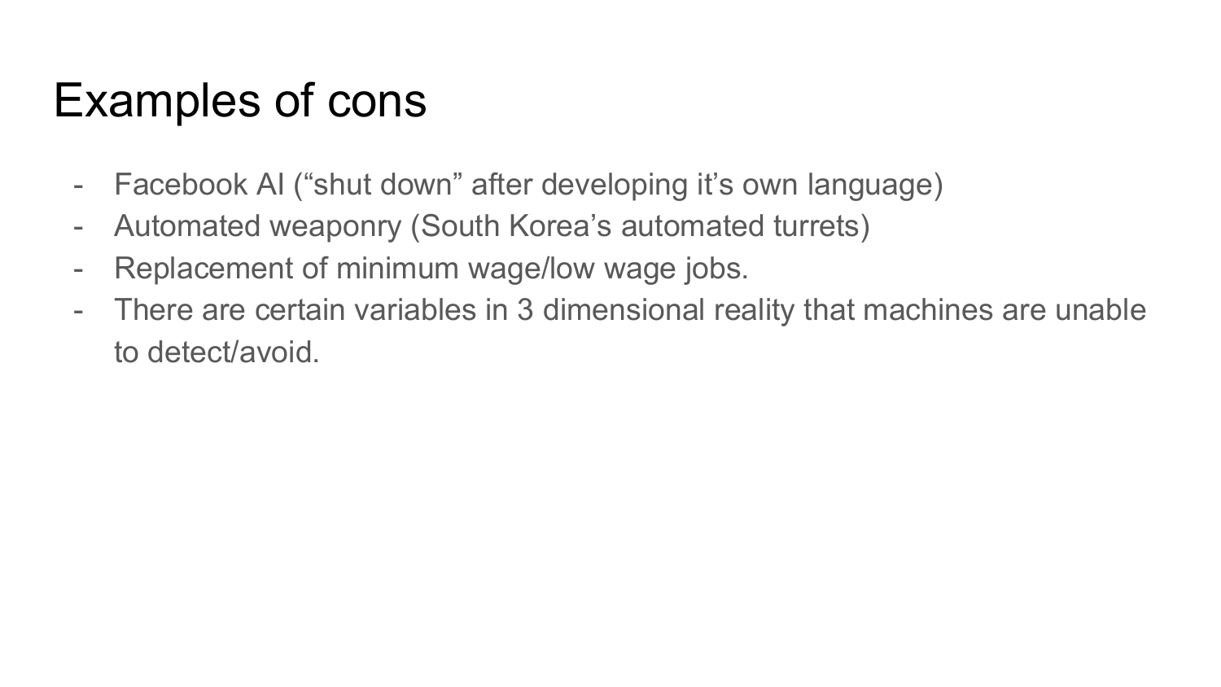# Examples of cons

- Facebook AI (“shut down” after developing it’s own language)
- Automated weaponry (South Korea’s automated turrets)
- Replacement of minimum wage/low wage jobs.
- There are certain variables in 3 dimensional reality that machines are unable to detect/avoid.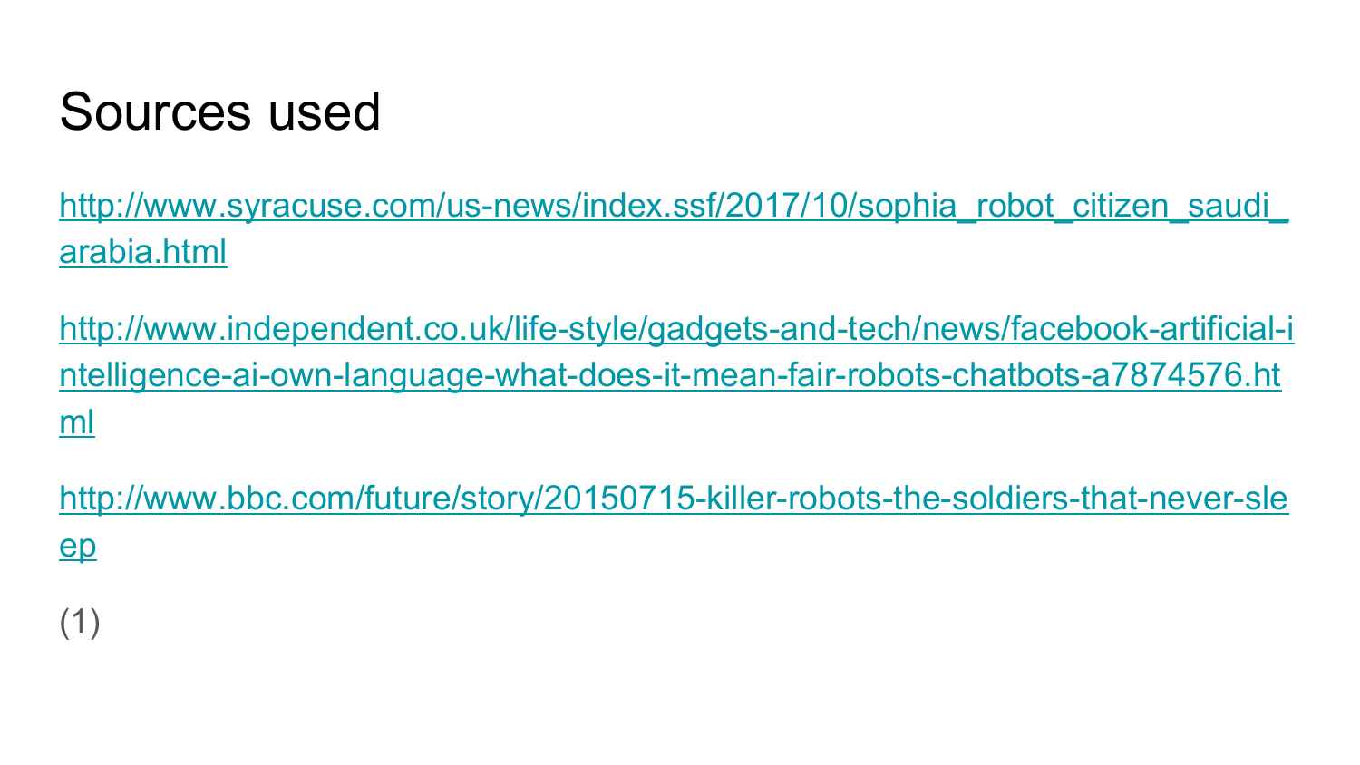# Sources used

http://www.syracuse.com/us-news/index.ssf/2017/10/sophia_robot_citizen_saudi_arabia.html

http://www.independent.co.uk/life-style/gadgets-and-tech/news/facebook-artificial-intelligence-ai-own-language-what-does-it-mean-fair-robots-chatbots-a7874576.html

http://www.bbc.com/future/story/20150715-killer-robots-the-soldiers-that-never-sleep

(1)